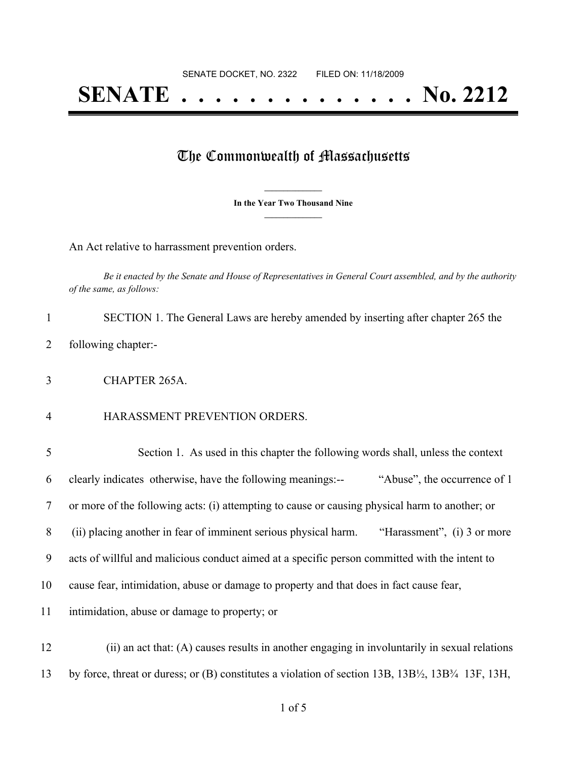SENATE DOCKET, NO. 2322        FILED ON: 11/18/2009

# SENATE . . . . . . . . . . . . . . No. 2212

## The Commonwealth of Massachusetts

**In the Year Two Thousand Nine**

An Act relative to harrassment prevention orders.

*Be it enacted by the Senate and House of Representatives in General Court assembled, and by the authority of the same, as follows:*

1 SECTION 1. The General Laws are hereby amended by inserting after chapter 265 the
2 following chapter:-

3 CHAPTER 265A.

4 HARASSMENT PREVENTION ORDERS.

5 Section 1. As used in this chapter the following words shall, unless the context
6 clearly indicates otherwise, have the following meanings:-- "Abuse", the occurrence of 1
7 or more of the following acts: (i) attempting to cause or causing physical harm to another; or
8 (ii) placing another in fear of imminent serious physical harm. "Harassment", (i) 3 or more
9 acts of willful and malicious conduct aimed at a specific person committed with the intent to
10 cause fear, intimidation, abuse or damage to property and that does in fact cause fear,
11 intimidation, abuse or damage to property; or

12 (ii) an act that: (A) causes results in another engaging in involuntarily in sexual relations
13 by force, threat or duress; or (B) constitutes a violation of section 13B, 13B½, 13B¾ 13F, 13H,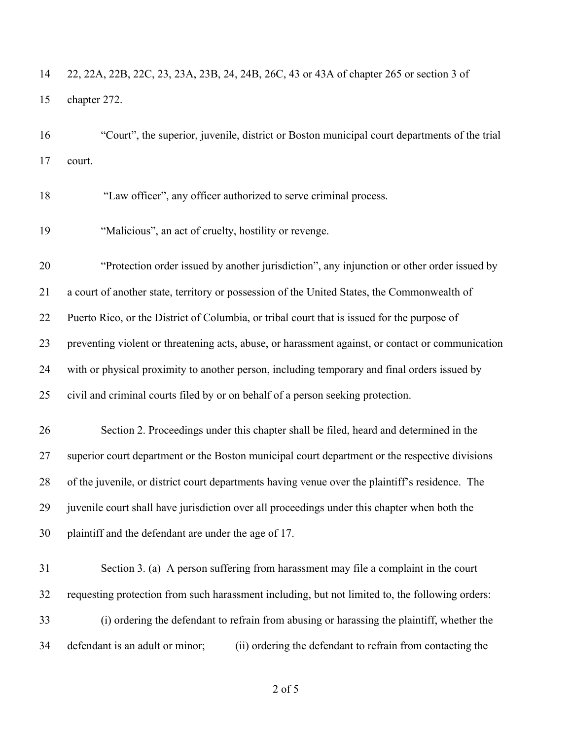22, 22A, 22B, 22C, 23, 23A, 23B, 24, 24B, 26C, 43 or 43A of chapter 265 or section 3 of chapter 272.

"Court", the superior, juvenile, district or Boston municipal court departments of the trial court.

"Law officer", any officer authorized to serve criminal process.

"Malicious", an act of cruelty, hostility or revenge.

"Protection order issued by another jurisdiction", any injunction or other order issued by a court of another state, territory or possession of the United States, the Commonwealth of Puerto Rico, or the District of Columbia, or tribal court that is issued for the purpose of preventing violent or threatening acts, abuse, or harassment against, or contact or communication with or physical proximity to another person, including temporary and final orders issued by civil and criminal courts filed by or on behalf of a person seeking protection.

Section 2. Proceedings under this chapter shall be filed, heard and determined in the superior court department or the Boston municipal court department or the respective divisions of the juvenile, or district court departments having venue over the plaintiff's residence. The juvenile court shall have jurisdiction over all proceedings under this chapter when both the plaintiff and the defendant are under the age of 17.

Section 3. (a) A person suffering from harassment may file a complaint in the court requesting protection from such harassment including, but not limited to, the following orders:

(i) ordering the defendant to refrain from abusing or harassing the plaintiff, whether the defendant is an adult or minor; (ii) ordering the defendant to refrain from contacting the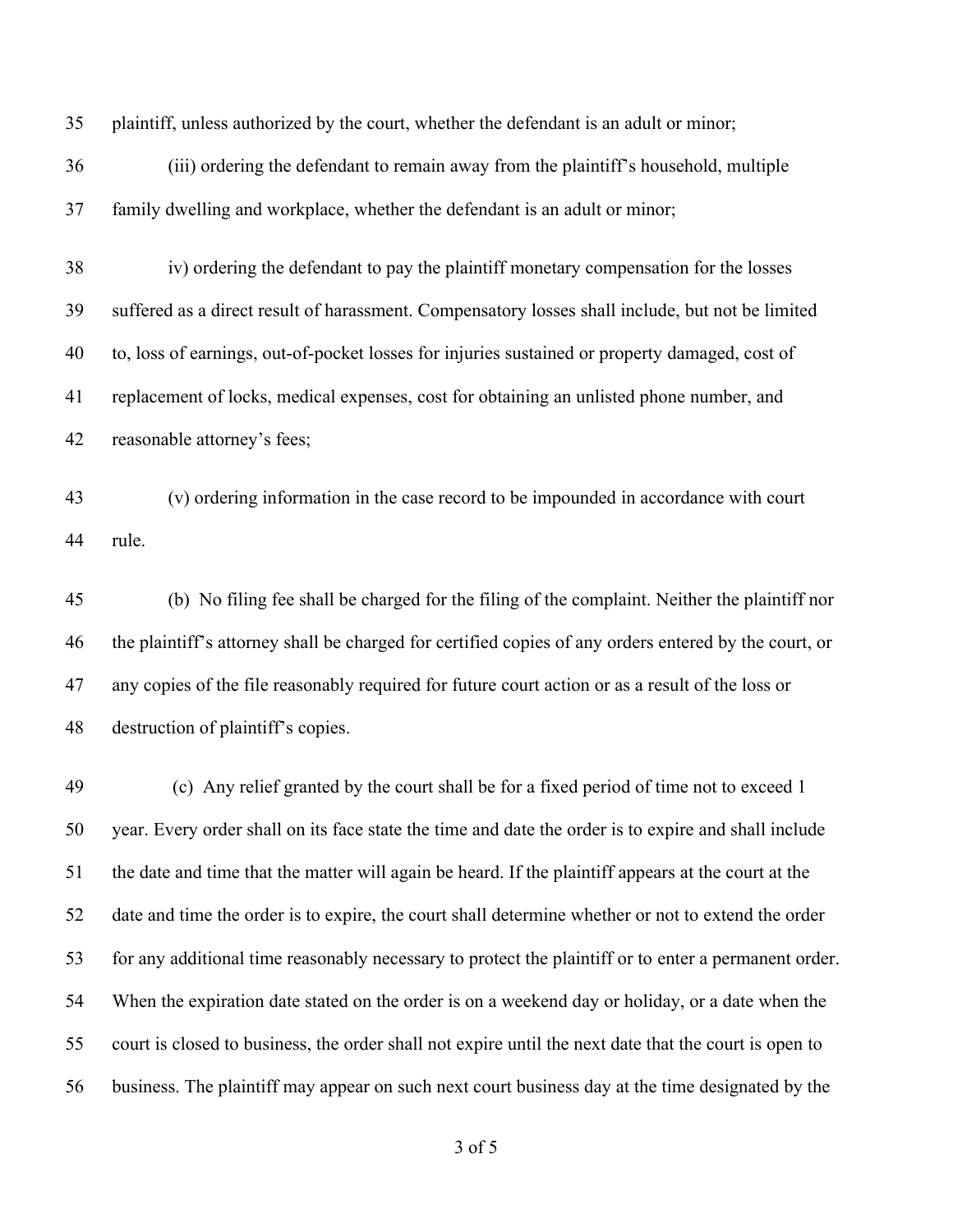plaintiff, unless authorized by the court, whether the defendant is an adult or minor;

(iii) ordering the defendant to remain away from the plaintiff's household, multiple family dwelling and workplace, whether the defendant is an adult or minor;

iv) ordering the defendant to pay the plaintiff monetary compensation for the losses suffered as a direct result of harassment. Compensatory losses shall include, but not be limited to, loss of earnings, out-of-pocket losses for injuries sustained or property damaged, cost of replacement of locks, medical expenses, cost for obtaining an unlisted phone number, and reasonable attorney's fees;

(v) ordering information in the case record to be impounded in accordance with court rule.

(b) No filing fee shall be charged for the filing of the complaint. Neither the plaintiff nor the plaintiff's attorney shall be charged for certified copies of any orders entered by the court, or any copies of the file reasonably required for future court action or as a result of the loss or destruction of plaintiff's copies.

(c) Any relief granted by the court shall be for a fixed period of time not to exceed 1 year. Every order shall on its face state the time and date the order is to expire and shall include the date and time that the matter will again be heard. If the plaintiff appears at the court at the date and time the order is to expire, the court shall determine whether or not to extend the order for any additional time reasonably necessary to protect the plaintiff or to enter a permanent order. When the expiration date stated on the order is on a weekend day or holiday, or a date when the court is closed to business, the order shall not expire until the next date that the court is open to business. The plaintiff may appear on such next court business day at the time designated by the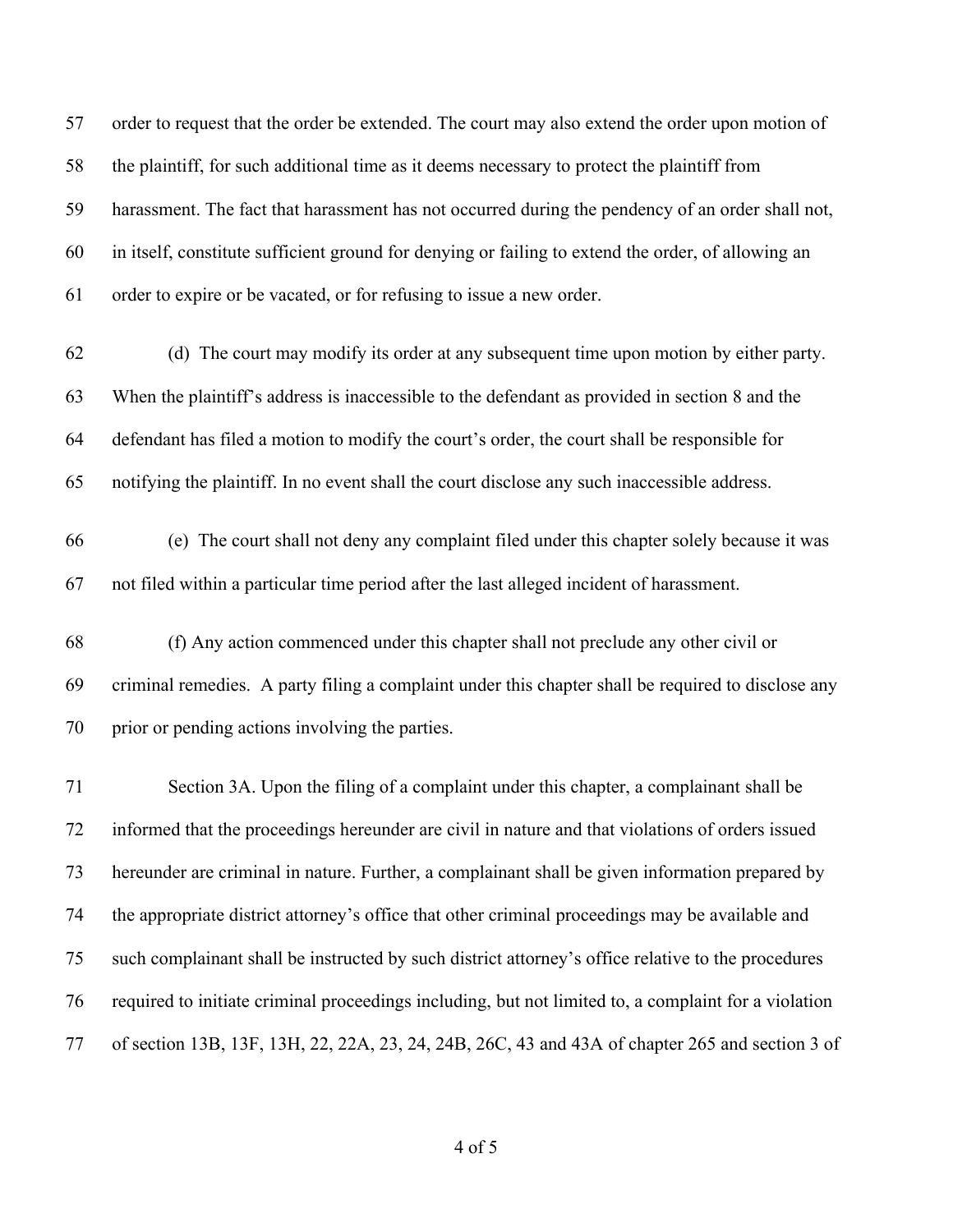order to request that the order be extended. The court may also extend the order upon motion of the plaintiff, for such additional time as it deems necessary to protect the plaintiff from harassment. The fact that harassment has not occurred during the pendency of an order shall not, in itself, constitute sufficient ground for denying or failing to extend the order, of allowing an order to expire or be vacated, or for refusing to issue a new order.

(d) The court may modify its order at any subsequent time upon motion by either party. When the plaintiff's address is inaccessible to the defendant as provided in section 8 and the defendant has filed a motion to modify the court's order, the court shall be responsible for notifying the plaintiff. In no event shall the court disclose any such inaccessible address.

(e) The court shall not deny any complaint filed under this chapter solely because it was not filed within a particular time period after the last alleged incident of harassment.

(f) Any action commenced under this chapter shall not preclude any other civil or criminal remedies. A party filing a complaint under this chapter shall be required to disclose any prior or pending actions involving the parties.

Section 3A. Upon the filing of a complaint under this chapter, a complainant shall be informed that the proceedings hereunder are civil in nature and that violations of orders issued hereunder are criminal in nature. Further, a complainant shall be given information prepared by the appropriate district attorney's office that other criminal proceedings may be available and such complainant shall be instructed by such district attorney's office relative to the procedures required to initiate criminal proceedings including, but not limited to, a complaint for a violation of section 13B, 13F, 13H, 22, 22A, 23, 24, 24B, 26C, 43 and 43A of chapter 265 and section 3 of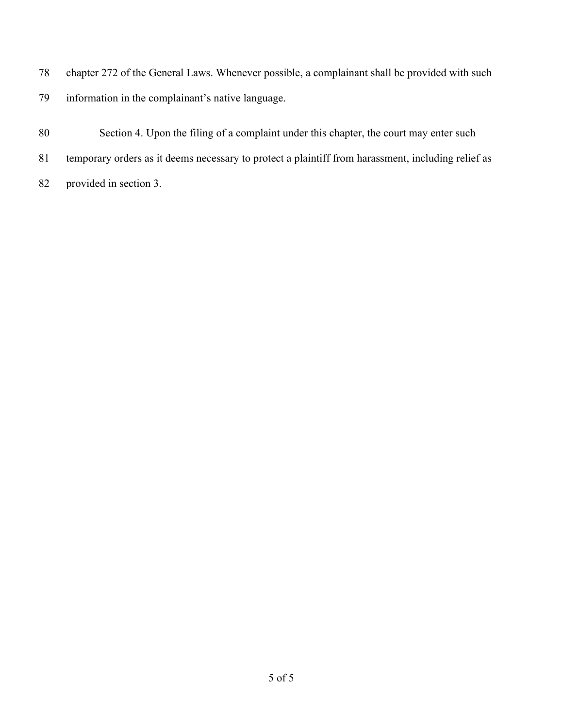chapter 272 of the General Laws. Whenever possible, a complainant shall be provided with such information in the complainant's native language.

Section 4. Upon the filing of a complaint under this chapter, the court may enter such temporary orders as it deems necessary to protect a plaintiff from harassment, including relief as provided in section 3.